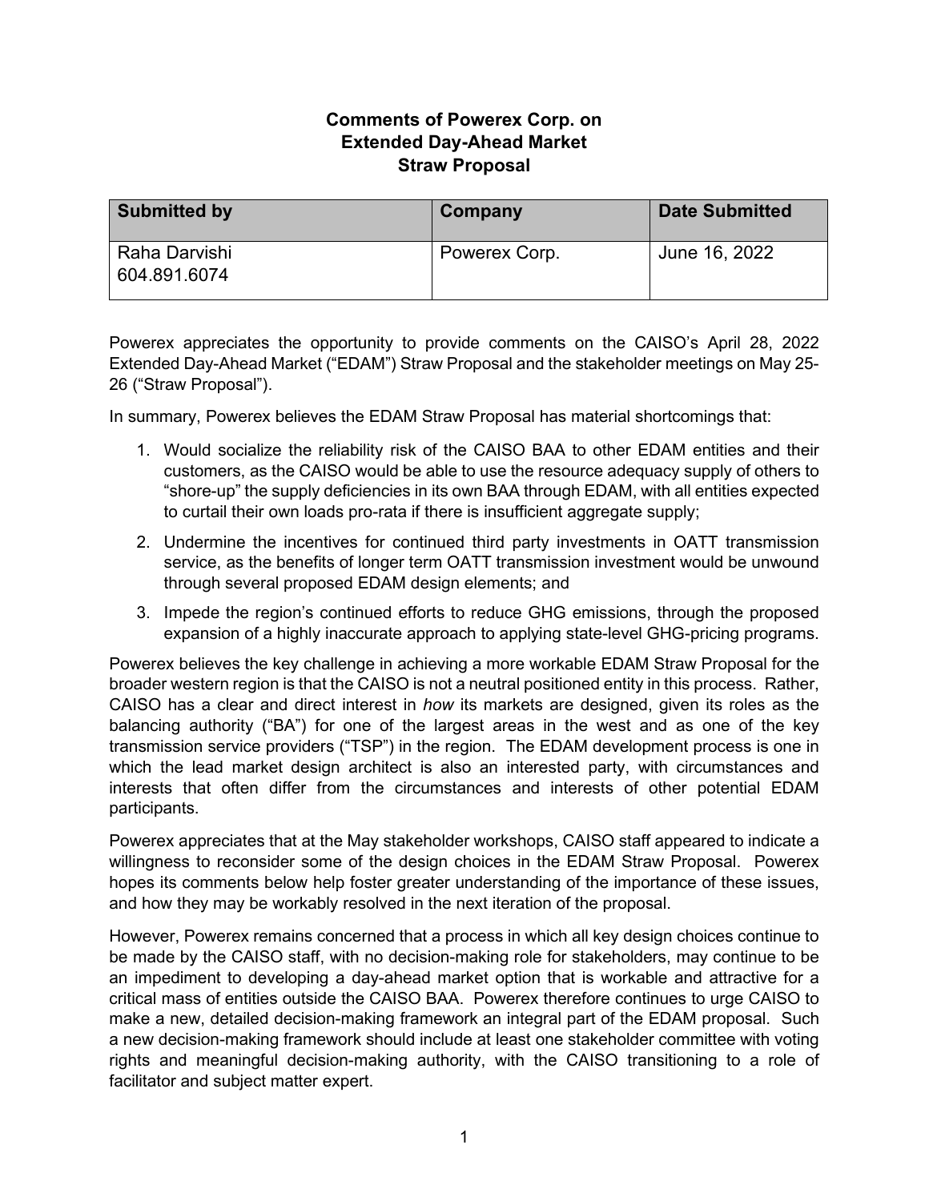# Comments of Powerex Corp. on Extended Day-Ahead Market Straw Proposal

| Submitted by | Company | Date Submitted |
|---|---|---|
| Raha Darvishi<br>604.891.6074 | Powerex Corp. | June 16, 2022 |

Powerex appreciates the opportunity to provide comments on the CAISO's April 28, 2022 Extended Day-Ahead Market ("EDAM") Straw Proposal and the stakeholder meetings on May 25-26 ("Straw Proposal").

In summary, Powerex believes the EDAM Straw Proposal has material shortcomings that:

1. Would socialize the reliability risk of the CAISO BAA to other EDAM entities and their customers, as the CAISO would be able to use the resource adequacy supply of others to "shore-up" the supply deficiencies in its own BAA through EDAM, with all entities expected to curtail their own loads pro-rata if there is insufficient aggregate supply;
2. Undermine the incentives for continued third party investments in OATT transmission service, as the benefits of longer term OATT transmission investment would be unwound through several proposed EDAM design elements; and
3. Impede the region's continued efforts to reduce GHG emissions, through the proposed expansion of a highly inaccurate approach to applying state-level GHG-pricing programs.

Powerex believes the key challenge in achieving a more workable EDAM Straw Proposal for the broader western region is that the CAISO is not a neutral positioned entity in this process. Rather, CAISO has a clear and direct interest in *how* its markets are designed, given its roles as the balancing authority ("BA") for one of the largest areas in the west and as one of the key transmission service providers ("TSP") in the region. The EDAM development process is one in which the lead market design architect is also an interested party, with circumstances and interests that often differ from the circumstances and interests of other potential EDAM participants.

Powerex appreciates that at the May stakeholder workshops, CAISO staff appeared to indicate a willingness to reconsider some of the design choices in the EDAM Straw Proposal. Powerex hopes its comments below help foster greater understanding of the importance of these issues, and how they may be workably resolved in the next iteration of the proposal.

However, Powerex remains concerned that a process in which all key design choices continue to be made by the CAISO staff, with no decision-making role for stakeholders, may continue to be an impediment to developing a day-ahead market option that is workable and attractive for a critical mass of entities outside the CAISO BAA. Powerex therefore continues to urge CAISO to make a new, detailed decision-making framework an integral part of the EDAM proposal. Such a new decision-making framework should include at least one stakeholder committee with voting rights and meaningful decision-making authority, with the CAISO transitioning to a role of facilitator and subject matter expert.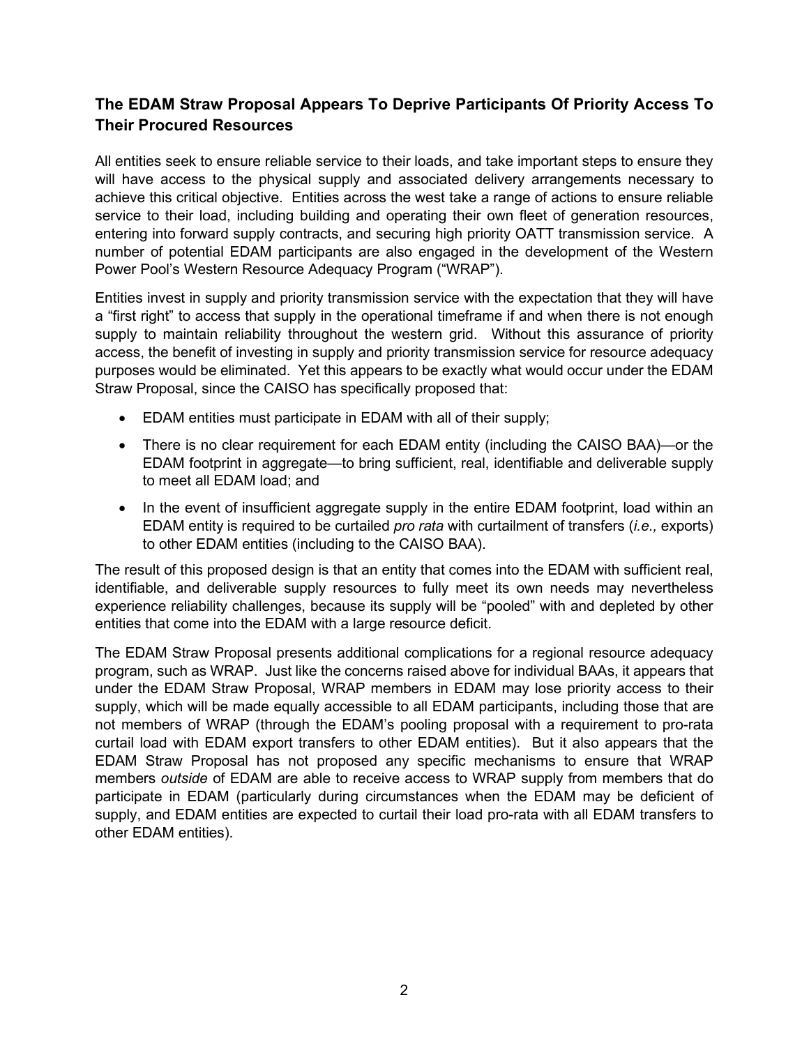## The EDAM Straw Proposal Appears To Deprive Participants Of Priority Access To Their Procured Resources

All entities seek to ensure reliable service to their loads, and take important steps to ensure they will have access to the physical supply and associated delivery arrangements necessary to achieve this critical objective. Entities across the west take a range of actions to ensure reliable service to their load, including building and operating their own fleet of generation resources, entering into forward supply contracts, and securing high priority OATT transmission service. A number of potential EDAM participants are also engaged in the development of the Western Power Pool's Western Resource Adequacy Program ("WRAP").

Entities invest in supply and priority transmission service with the expectation that they will have a "first right" to access that supply in the operational timeframe if and when there is not enough supply to maintain reliability throughout the western grid. Without this assurance of priority access, the benefit of investing in supply and priority transmission service for resource adequacy purposes would be eliminated. Yet this appears to be exactly what would occur under the EDAM Straw Proposal, since the CAISO has specifically proposed that:

- EDAM entities must participate in EDAM with all of their supply;
- There is no clear requirement for each EDAM entity (including the CAISO BAA)—or the EDAM footprint in aggregate—to bring sufficient, real, identifiable and deliverable supply to meet all EDAM load; and
- In the event of insufficient aggregate supply in the entire EDAM footprint, load within an EDAM entity is required to be curtailed *pro rata* with curtailment of transfers (*i.e.,* exports) to other EDAM entities (including to the CAISO BAA).

The result of this proposed design is that an entity that comes into the EDAM with sufficient real, identifiable, and deliverable supply resources to fully meet its own needs may nevertheless experience reliability challenges, because its supply will be "pooled" with and depleted by other entities that come into the EDAM with a large resource deficit.

The EDAM Straw Proposal presents additional complications for a regional resource adequacy program, such as WRAP. Just like the concerns raised above for individual BAAs, it appears that under the EDAM Straw Proposal, WRAP members in EDAM may lose priority access to their supply, which will be made equally accessible to all EDAM participants, including those that are not members of WRAP (through the EDAM's pooling proposal with a requirement to pro-rata curtail load with EDAM export transfers to other EDAM entities). But it also appears that the EDAM Straw Proposal has not proposed any specific mechanisms to ensure that WRAP members *outside* of EDAM are able to receive access to WRAP supply from members that do participate in EDAM (particularly during circumstances when the EDAM may be deficient of supply, and EDAM entities are expected to curtail their load pro-rata with all EDAM transfers to other EDAM entities).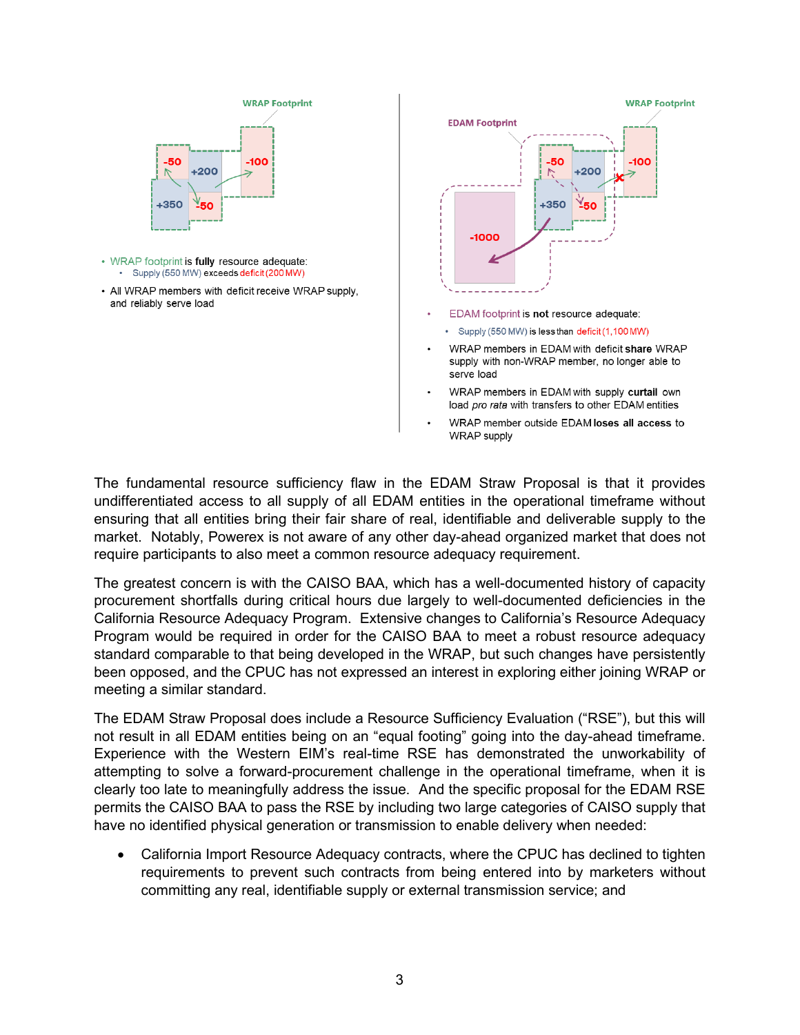WRAP Footprint

-50 | +200 | -100 | +350 | -50

- WRAP footprint is **fully** resource adequate:
  - Supply (550 MW) exceeds deficit (200 MW)
- All WRAP members with deficit receive WRAP supply, and reliably serve load

EDAM Footprint | WRAP Footprint

-50 | +200 | -100 | +350 | -50 | -1000

- EDAM footprint is **not** resource adequate:
  - Supply (550 MW) is less than deficit (1,100 MW)
- WRAP members in EDAM with deficit **share** WRAP supply with non-WRAP member, no longer able to serve load
- WRAP members in EDAM with supply **curtail** own load *pro rata* with transfers to other EDAM entities
- WRAP member outside EDAM **loses all access** to WRAP supply

The fundamental resource sufficiency flaw in the EDAM Straw Proposal is that it provides undifferentiated access to all supply of all EDAM entities in the operational timeframe without ensuring that all entities bring their fair share of real, identifiable and deliverable supply to the market. Notably, Powerex is not aware of any other day-ahead organized market that does not require participants to also meet a common resource adequacy requirement.

The greatest concern is with the CAISO BAA, which has a well-documented history of capacity procurement shortfalls during critical hours due largely to well-documented deficiencies in the California Resource Adequacy Program. Extensive changes to California's Resource Adequacy Program would be required in order for the CAISO BAA to meet a robust resource adequacy standard comparable to that being developed in the WRAP, but such changes have persistently been opposed, and the CPUC has not expressed an interest in exploring either joining WRAP or meeting a similar standard.

The EDAM Straw Proposal does include a Resource Sufficiency Evaluation ("RSE"), but this will not result in all EDAM entities being on an "equal footing" going into the day-ahead timeframe. Experience with the Western EIM's real-time RSE has demonstrated the unworkability of attempting to solve a forward-procurement challenge in the operational timeframe, when it is clearly too late to meaningfully address the issue. And the specific proposal for the EDAM RSE permits the CAISO BAA to pass the RSE by including two large categories of CAISO supply that have no identified physical generation or transmission to enable delivery when needed:

- California Import Resource Adequacy contracts, where the CPUC has declined to tighten requirements to prevent such contracts from being entered into by marketers without committing any real, identifiable supply or external transmission service; and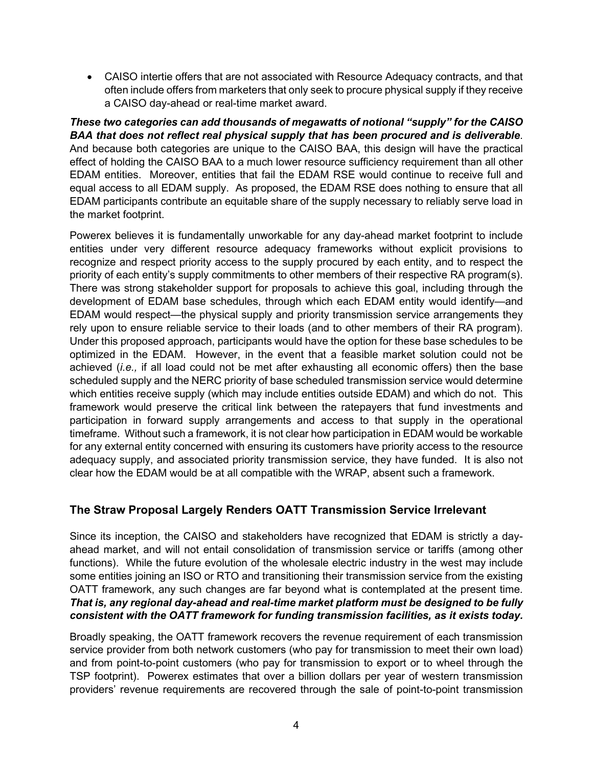- CAISO intertie offers that are not associated with Resource Adequacy contracts, and that often include offers from marketers that only seek to procure physical supply if they receive a CAISO day-ahead or real-time market award.

***These two categories can add thousands of megawatts of notional "supply" for the CAISO BAA that does not reflect real physical supply that has been procured and is deliverable***. And because both categories are unique to the CAISO BAA, this design will have the practical effect of holding the CAISO BAA to a much lower resource sufficiency requirement than all other EDAM entities. Moreover, entities that fail the EDAM RSE would continue to receive full and equal access to all EDAM supply. As proposed, the EDAM RSE does nothing to ensure that all EDAM participants contribute an equitable share of the supply necessary to reliably serve load in the market footprint.

Powerex believes it is fundamentally unworkable for any day-ahead market footprint to include entities under very different resource adequacy frameworks without explicit provisions to recognize and respect priority access to the supply procured by each entity, and to respect the priority of each entity's supply commitments to other members of their respective RA program(s). There was strong stakeholder support for proposals to achieve this goal, including through the development of EDAM base schedules, through which each EDAM entity would identify—and EDAM would respect—the physical supply and priority transmission service arrangements they rely upon to ensure reliable service to their loads (and to other members of their RA program). Under this proposed approach, participants would have the option for these base schedules to be optimized in the EDAM. However, in the event that a feasible market solution could not be achieved (*i.e.,* if all load could not be met after exhausting all economic offers) then the base scheduled supply and the NERC priority of base scheduled transmission service would determine which entities receive supply (which may include entities outside EDAM) and which do not. This framework would preserve the critical link between the ratepayers that fund investments and participation in forward supply arrangements and access to that supply in the operational timeframe. Without such a framework, it is not clear how participation in EDAM would be workable for any external entity concerned with ensuring its customers have priority access to the resource adequacy supply, and associated priority transmission service, they have funded. It is also not clear how the EDAM would be at all compatible with the WRAP, absent such a framework.

## The Straw Proposal Largely Renders OATT Transmission Service Irrelevant

Since its inception, the CAISO and stakeholders have recognized that EDAM is strictly a day-ahead market, and will not entail consolidation of transmission service or tariffs (among other functions). While the future evolution of the wholesale electric industry in the west may include some entities joining an ISO or RTO and transitioning their transmission service from the existing OATT framework, any such changes are far beyond what is contemplated at the present time. ***That is, any regional day-ahead and real-time market platform must be designed to be fully consistent with the OATT framework for funding transmission facilities, as it exists today.***

Broadly speaking, the OATT framework recovers the revenue requirement of each transmission service provider from both network customers (who pay for transmission to meet their own load) and from point-to-point customers (who pay for transmission to export or to wheel through the TSP footprint). Powerex estimates that over a billion dollars per year of western transmission providers' revenue requirements are recovered through the sale of point-to-point transmission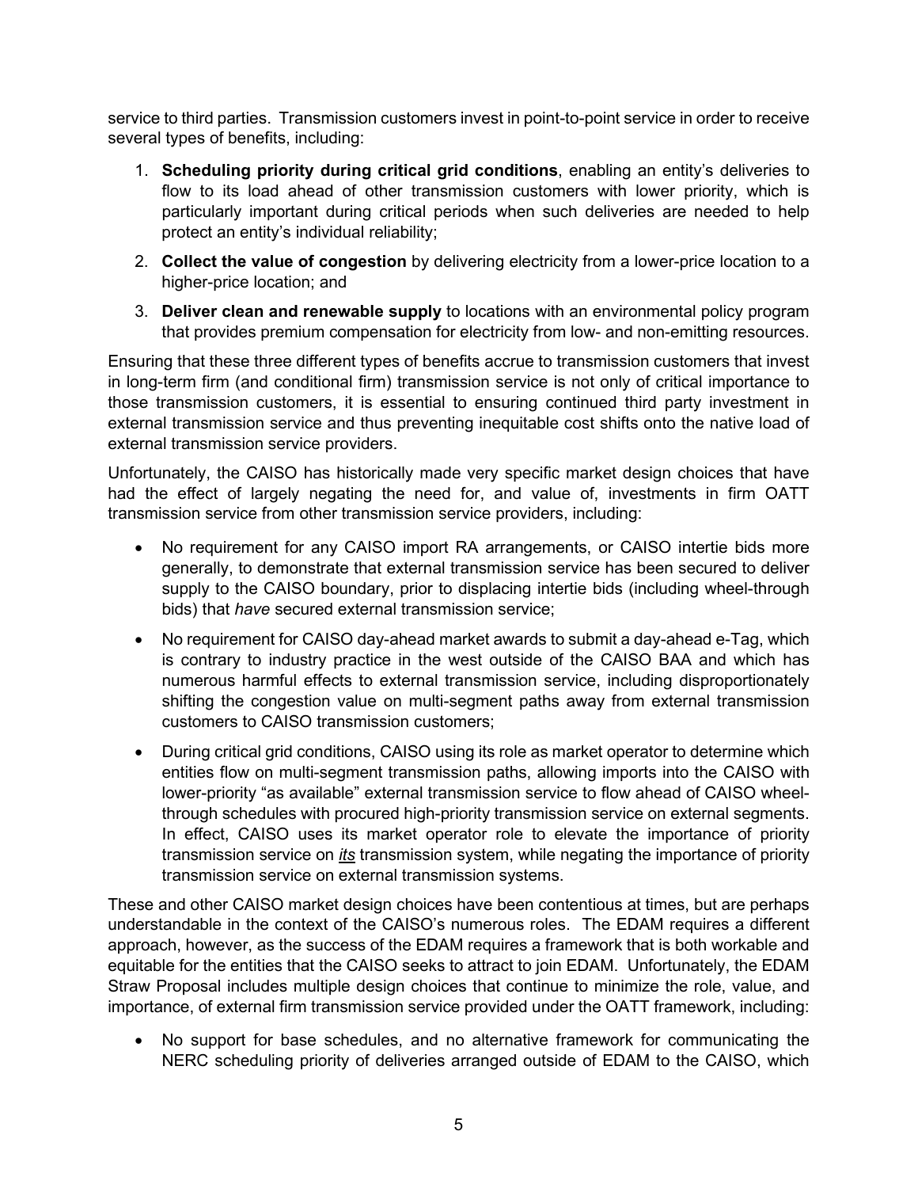service to third parties. Transmission customers invest in point-to-point service in order to receive several types of benefits, including:

1. **Scheduling priority during critical grid conditions**, enabling an entity's deliveries to flow to its load ahead of other transmission customers with lower priority, which is particularly important during critical periods when such deliveries are needed to help protect an entity's individual reliability;
2. **Collect the value of congestion** by delivering electricity from a lower-price location to a higher-price location; and
3. **Deliver clean and renewable supply** to locations with an environmental policy program that provides premium compensation for electricity from low- and non-emitting resources.

Ensuring that these three different types of benefits accrue to transmission customers that invest in long-term firm (and conditional firm) transmission service is not only of critical importance to those transmission customers, it is essential to ensuring continued third party investment in external transmission service and thus preventing inequitable cost shifts onto the native load of external transmission service providers.

Unfortunately, the CAISO has historically made very specific market design choices that have had the effect of largely negating the need for, and value of, investments in firm OATT transmission service from other transmission service providers, including:

- No requirement for any CAISO import RA arrangements, or CAISO intertie bids more generally, to demonstrate that external transmission service has been secured to deliver supply to the CAISO boundary, prior to displacing intertie bids (including wheel-through bids) that *have* secured external transmission service;
- No requirement for CAISO day-ahead market awards to submit a day-ahead e-Tag, which is contrary to industry practice in the west outside of the CAISO BAA and which has numerous harmful effects to external transmission service, including disproportionately shifting the congestion value on multi-segment paths away from external transmission customers to CAISO transmission customers;
- During critical grid conditions, CAISO using its role as market operator to determine which entities flow on multi-segment transmission paths, allowing imports into the CAISO with lower-priority "as available" external transmission service to flow ahead of CAISO wheel-through schedules with procured high-priority transmission service on external segments. In effect, CAISO uses its market operator role to elevate the importance of priority transmission service on ***its*** transmission system, while negating the importance of priority transmission service on external transmission systems.

These and other CAISO market design choices have been contentious at times, but are perhaps understandable in the context of the CAISO's numerous roles. The EDAM requires a different approach, however, as the success of the EDAM requires a framework that is both workable and equitable for the entities that the CAISO seeks to attract to join EDAM. Unfortunately, the EDAM Straw Proposal includes multiple design choices that continue to minimize the role, value, and importance, of external firm transmission service provided under the OATT framework, including:

- No support for base schedules, and no alternative framework for communicating the NERC scheduling priority of deliveries arranged outside of EDAM to the CAISO, which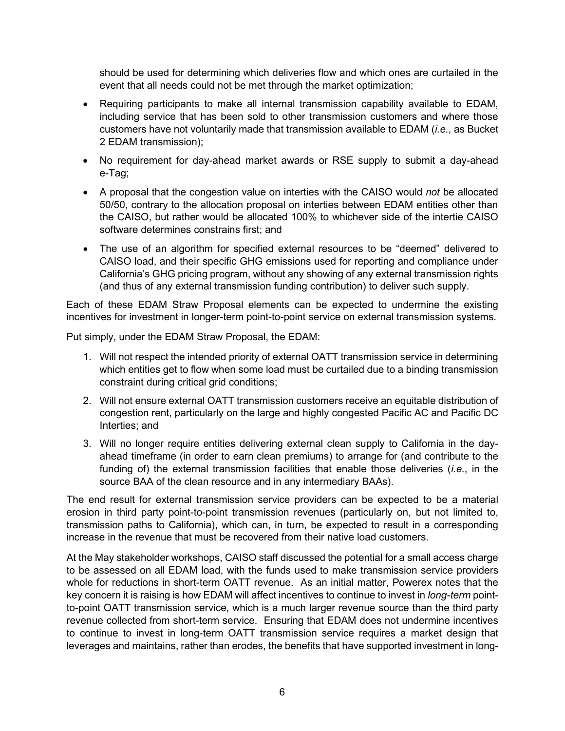should be used for determining which deliveries flow and which ones are curtailed in the event that all needs could not be met through the market optimization;

- Requiring participants to make all internal transmission capability available to EDAM, including service that has been sold to other transmission customers and where those customers have not voluntarily made that transmission available to EDAM (*i.e.*, as Bucket 2 EDAM transmission);
- No requirement for day-ahead market awards or RSE supply to submit a day-ahead e-Tag;
- A proposal that the congestion value on interties with the CAISO would *not* be allocated 50/50, contrary to the allocation proposal on interties between EDAM entities other than the CAISO, but rather would be allocated 100% to whichever side of the intertie CAISO software determines constrains first; and
- The use of an algorithm for specified external resources to be "deemed" delivered to CAISO load, and their specific GHG emissions used for reporting and compliance under California's GHG pricing program, without any showing of any external transmission rights (and thus of any external transmission funding contribution) to deliver such supply.

Each of these EDAM Straw Proposal elements can be expected to undermine the existing incentives for investment in longer-term point-to-point service on external transmission systems.

Put simply, under the EDAM Straw Proposal, the EDAM:

1. Will not respect the intended priority of external OATT transmission service in determining which entities get to flow when some load must be curtailed due to a binding transmission constraint during critical grid conditions;
2. Will not ensure external OATT transmission customers receive an equitable distribution of congestion rent, particularly on the large and highly congested Pacific AC and Pacific DC Interties; and
3. Will no longer require entities delivering external clean supply to California in the day-ahead timeframe (in order to earn clean premiums) to arrange for (and contribute to the funding of) the external transmission facilities that enable those deliveries (*i.e.*, in the source BAA of the clean resource and in any intermediary BAAs).

The end result for external transmission service providers can be expected to be a material erosion in third party point-to-point transmission revenues (particularly on, but not limited to, transmission paths to California), which can, in turn, be expected to result in a corresponding increase in the revenue that must be recovered from their native load customers.

At the May stakeholder workshops, CAISO staff discussed the potential for a small access charge to be assessed on all EDAM load, with the funds used to make transmission service providers whole for reductions in short-term OATT revenue. As an initial matter, Powerex notes that the key concern it is raising is how EDAM will affect incentives to continue to invest in *long-term* point-to-point OATT transmission service, which is a much larger revenue source than the third party revenue collected from short-term service. Ensuring that EDAM does not undermine incentives to continue to invest in long-term OATT transmission service requires a market design that leverages and maintains, rather than erodes, the benefits that have supported investment in long-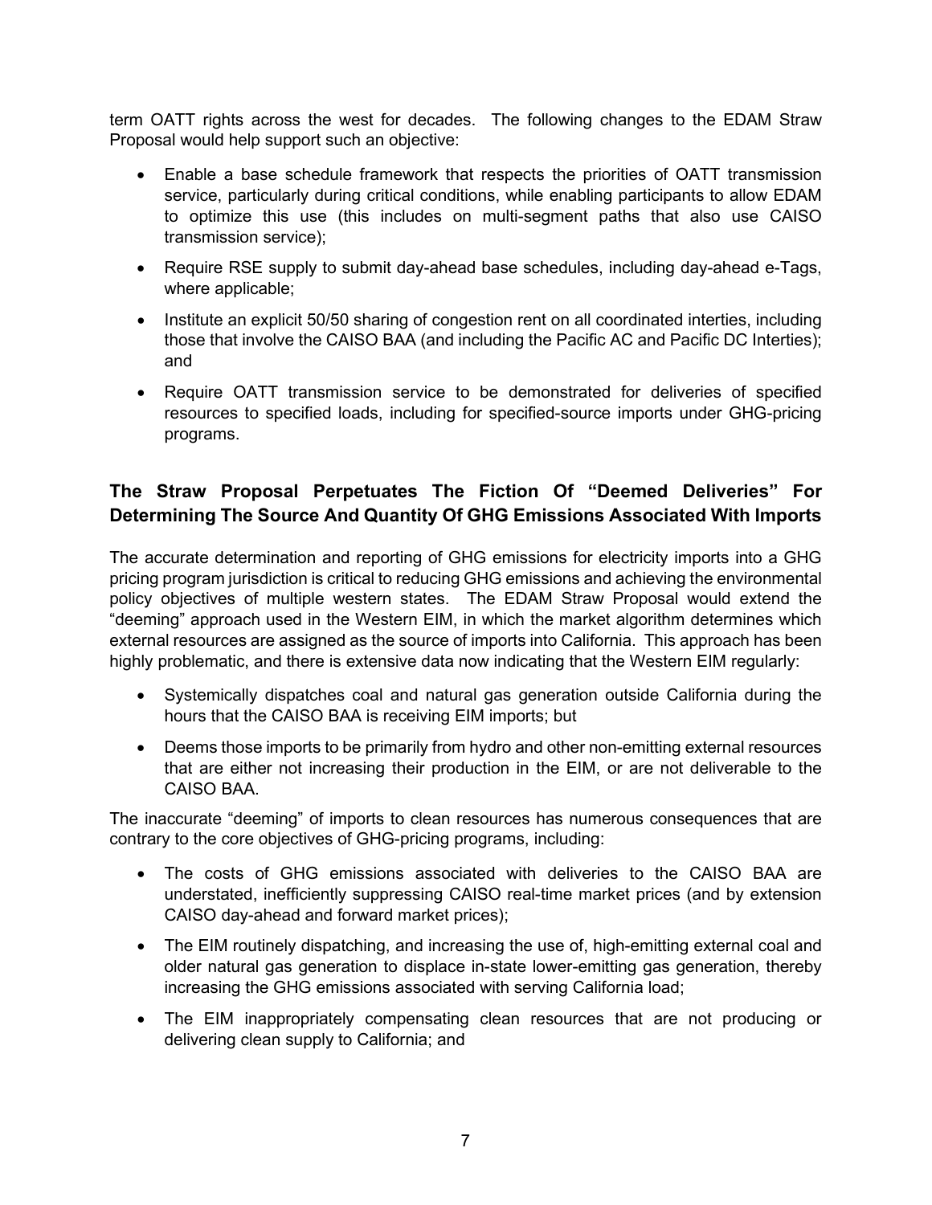term OATT rights across the west for decades. The following changes to the EDAM Straw Proposal would help support such an objective:

- Enable a base schedule framework that respects the priorities of OATT transmission service, particularly during critical conditions, while enabling participants to allow EDAM to optimize this use (this includes on multi-segment paths that also use CAISO transmission service);
- Require RSE supply to submit day-ahead base schedules, including day-ahead e-Tags, where applicable;
- Institute an explicit 50/50 sharing of congestion rent on all coordinated interties, including those that involve the CAISO BAA (and including the Pacific AC and Pacific DC Interties); and
- Require OATT transmission service to be demonstrated for deliveries of specified resources to specified loads, including for specified-source imports under GHG-pricing programs.

## The Straw Proposal Perpetuates The Fiction Of "Deemed Deliveries" For Determining The Source And Quantity Of GHG Emissions Associated With Imports

The accurate determination and reporting of GHG emissions for electricity imports into a GHG pricing program jurisdiction is critical to reducing GHG emissions and achieving the environmental policy objectives of multiple western states. The EDAM Straw Proposal would extend the "deeming" approach used in the Western EIM, in which the market algorithm determines which external resources are assigned as the source of imports into California. This approach has been highly problematic, and there is extensive data now indicating that the Western EIM regularly:

- Systemically dispatches coal and natural gas generation outside California during the hours that the CAISO BAA is receiving EIM imports; but
- Deems those imports to be primarily from hydro and other non-emitting external resources that are either not increasing their production in the EIM, or are not deliverable to the CAISO BAA.

The inaccurate "deeming" of imports to clean resources has numerous consequences that are contrary to the core objectives of GHG-pricing programs, including:

- The costs of GHG emissions associated with deliveries to the CAISO BAA are understated, inefficiently suppressing CAISO real-time market prices (and by extension CAISO day-ahead and forward market prices);
- The EIM routinely dispatching, and increasing the use of, high-emitting external coal and older natural gas generation to displace in-state lower-emitting gas generation, thereby increasing the GHG emissions associated with serving California load;
- The EIM inappropriately compensating clean resources that are not producing or delivering clean supply to California; and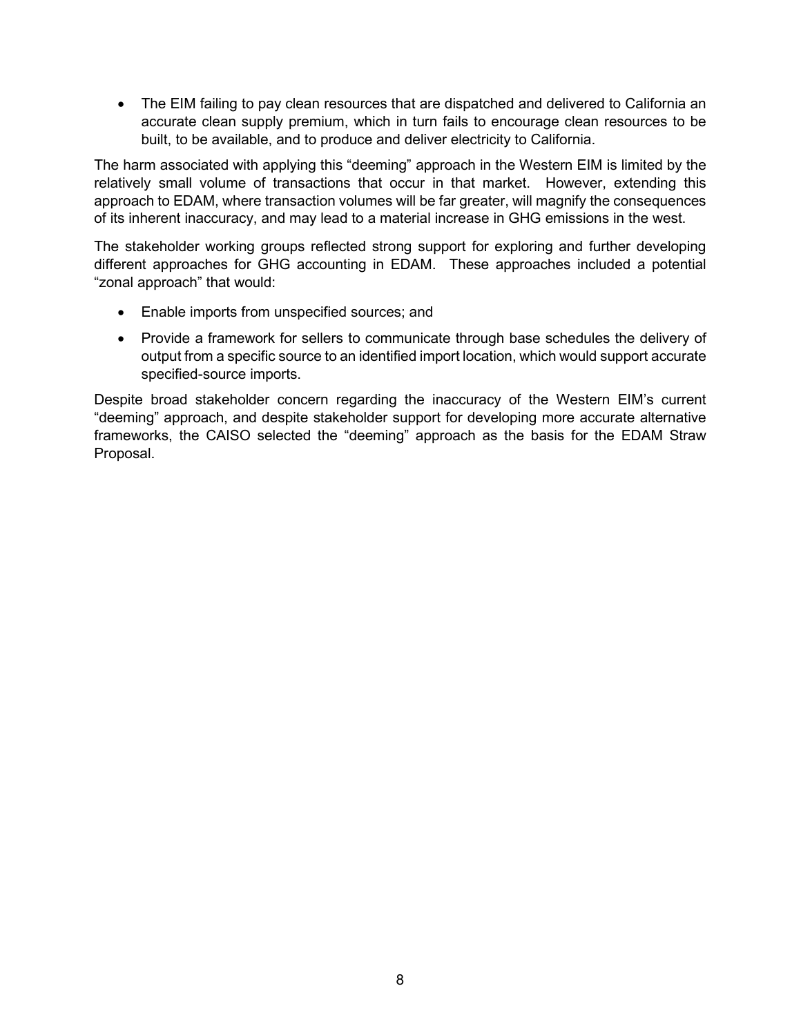- The EIM failing to pay clean resources that are dispatched and delivered to California an accurate clean supply premium, which in turn fails to encourage clean resources to be built, to be available, and to produce and deliver electricity to California.

The harm associated with applying this "deeming" approach in the Western EIM is limited by the relatively small volume of transactions that occur in that market. However, extending this approach to EDAM, where transaction volumes will be far greater, will magnify the consequences of its inherent inaccuracy, and may lead to a material increase in GHG emissions in the west.

The stakeholder working groups reflected strong support for exploring and further developing different approaches for GHG accounting in EDAM. These approaches included a potential "zonal approach" that would:

- Enable imports from unspecified sources; and
- Provide a framework for sellers to communicate through base schedules the delivery of output from a specific source to an identified import location, which would support accurate specified-source imports.

Despite broad stakeholder concern regarding the inaccuracy of the Western EIM's current "deeming" approach, and despite stakeholder support for developing more accurate alternative frameworks, the CAISO selected the "deeming" approach as the basis for the EDAM Straw Proposal.